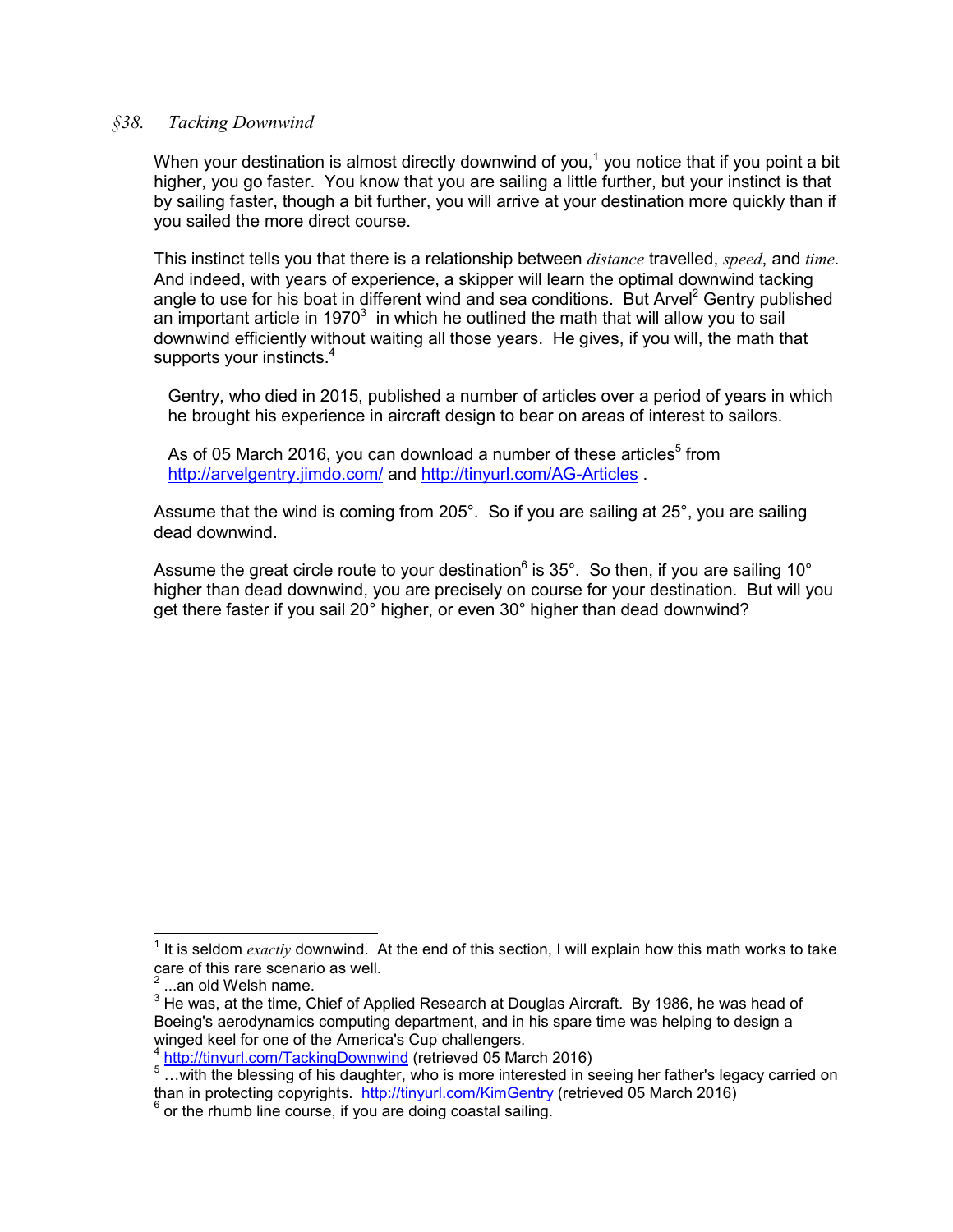## *§38. Tacking Downwind*

When your destination is almost directly downwind of you,[1] you notice that if you point a bit higher, you go faster. You know that you are sailing a little further, but your instinct is that by sailing faster, though a bit further, you will arrive at your destination more quickly than if you sailed the more direct course.

This instinct tells you that there is a relationship between *distance* travelled, *speed*, and *time*. And indeed, with years of experience, a skipper will learn the optimal downwind tacking angle to use for his boat in different wind and sea conditions. But Arvel[2] Gentry published an important article in 1970[3] in which he outlined the math that will allow you to sail downwind efficiently without waiting all those years. He gives, if you will, the math that supports your instincts.[4]

> Gentry, who died in 2015, published a number of articles over a period of years in which he brought his experience in aircraft design to bear on areas of interest to sailors.
>
> As of 05 March 2016, you can download a number of these articles[5] from http://arvelgentry.jimdo.com/ and http://tinyurl.com/AG-Articles .

Assume that the wind is coming from 205°. So if you are sailing at 25°, you are sailing dead downwind.

Assume the great circle route to your destination[6] is 35°. So then, if you are sailing 10° higher than dead downwind, you are precisely on course for your destination. But will you get there faster if you sail 20° higher, or even 30° higher than dead downwind?

---

[1] It is seldom *exactly* downwind. At the end of this section, I will explain how this math works to take care of this rare scenario as well.

[2] ...an old Welsh name.

[3] He was, at the time, Chief of Applied Research at Douglas Aircraft. By 1986, he was head of Boeing's aerodynamics computing department, and in his spare time was helping to design a winged keel for one of the America's Cup challengers.

[4] http://tinyurl.com/TackingDownwind (retrieved 05 March 2016)

[5] ...with the blessing of his daughter, who is more interested in seeing her father's legacy carried on than in protecting copyrights. http://tinyurl.com/KimGentry (retrieved 05 March 2016)

[6] or the rhumb line course, if you are doing coastal sailing.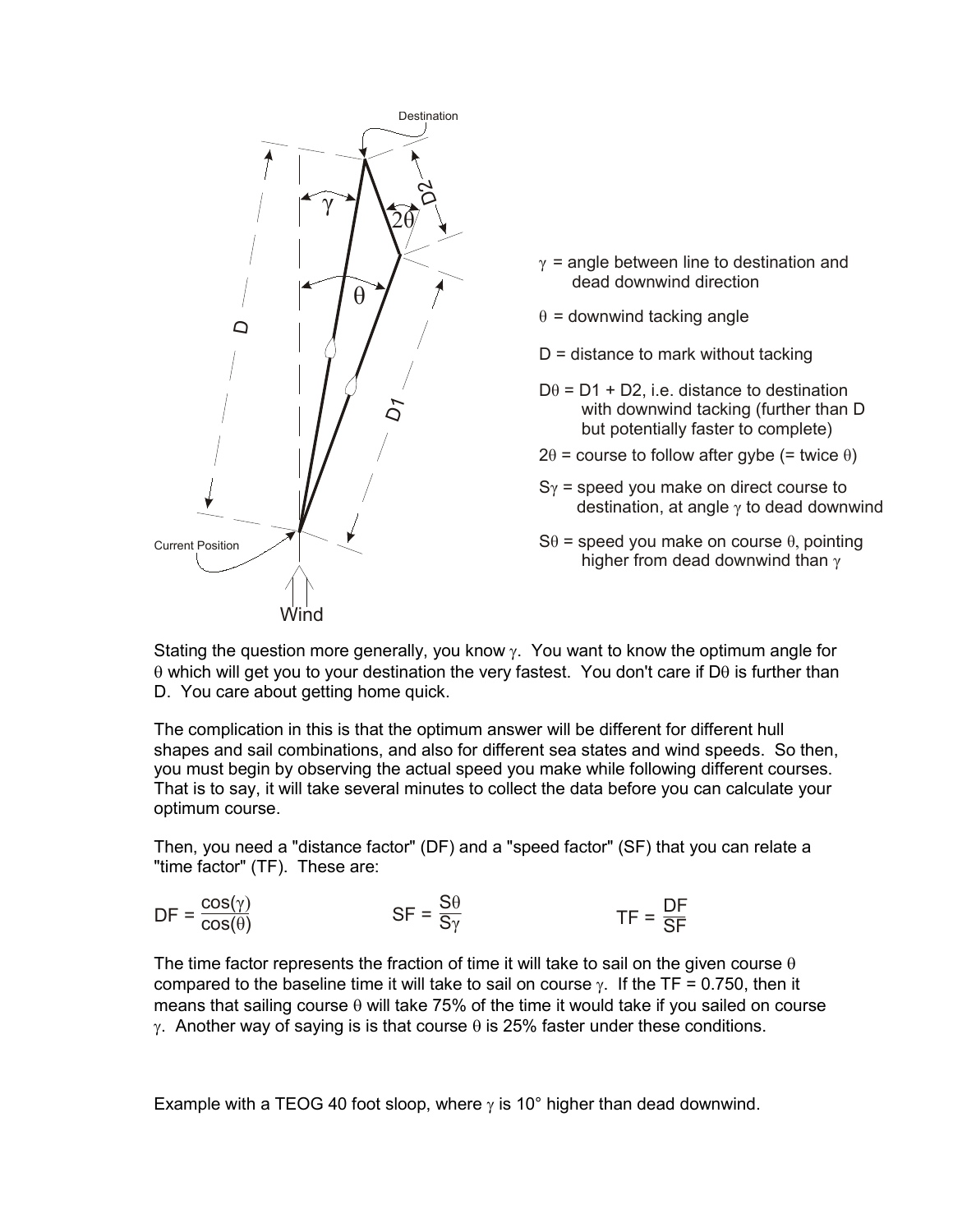$\gamma$ = angle between line to destination and dead downwind direction

$\theta$ = downwind tacking angle

D = distance to mark without tacking

$D\theta$ = D1 + D2, i.e. distance to destination with downwind tacking (further than D but potentially faster to complete)

$2\theta$ = course to follow after gybe (= twice $\theta$)

$S\gamma$ = speed you make on direct course to destination, at angle $\gamma$ to dead downwind

$S\theta$ = speed you make on course $\theta$, pointing higher from dead downwind than $\gamma$

Stating the question more generally, you know $\gamma$. You want to know the optimum angle for $\theta$ which will get you to your destination the very fastest. You don't care if $D\theta$ is further than D. You care about getting home quick.

The complication in this is that the optimum answer will be different for different hull shapes and sail combinations, and also for different sea states and wind speeds. So then, you must begin by observing the actual speed you make while following different courses. That is to say, it will take several minutes to collect the data before you can calculate your optimum course.

Then, you need a "distance factor" (DF) and a "speed factor" (SF) that you can relate a "time factor" (TF). These are:

$$DF = \frac{\cos(\gamma)}{\cos(\theta)} \qquad SF = \frac{S\theta}{S\gamma} \qquad TF = \frac{DF}{SF}$$

The time factor represents the fraction of time it will take to sail on the given course $\theta$ compared to the baseline time it will take to sail on course $\gamma$. If the TF = 0.750, then it means that sailing course $\theta$ will take 75% of the time it would take if you sailed on course $\gamma$. Another way of saying is is that course $\theta$ is 25% faster under these conditions.

Example with a TEOG 40 foot sloop, where $\gamma$ is 10° higher than dead downwind.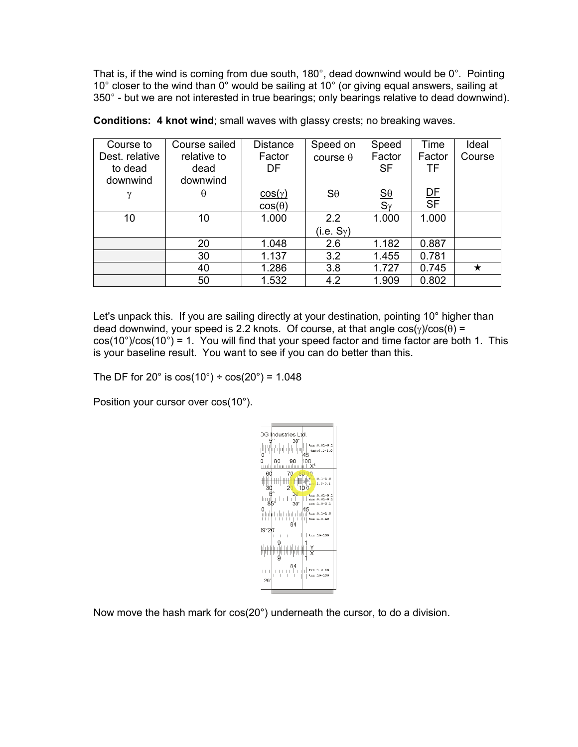That is, if the wind is coming from due south, 180°, dead downwind would be 0°. Pointing 10° closer to the wind than 0° would be sailing at 10° (or giving equal answers, sailing at 350° - but we are not interested in true bearings; only bearings relative to dead downwind).

**Conditions: 4 knot wind**; small waves with glassy crests; no breaking waves.

| Course to Dest. relative to dead downwind $\gamma$ | Course sailed relative to dead downwind $\theta$ | Distance Factor DF $\frac{\cos(\gamma)}{\cos(\theta)}$ | Speed on course $\theta$ $S\theta$ | Speed Factor SF $\frac{S\theta}{S\gamma}$ | Time Factor TF $\frac{DF}{SF}$ | Ideal Course |
|---|---|---|---|---|---|---|
| 10 | 10 | 1.000 | 2.2 (i.e. $S\gamma$) | 1.000 | 1.000 | |
| | 20 | 1.048 | 2.6 | 1.182 | 0.887 | |
| | 30 | 1.137 | 3.2 | 1.455 | 0.781 | |
| | 40 | 1.286 | 3.8 | 1.727 | 0.745 | ★ |
| | 50 | 1.532 | 4.2 | 1.909 | 0.802 | |

Let's unpack this. If you are sailing directly at your destination, pointing 10° higher than dead downwind, your speed is 2.2 knots. Of course, at that angle $\cos(\gamma)/\cos(\theta) = \cos(10°)/\cos(10°) = 1$. You will find that your speed factor and time factor are both 1. This is your baseline result. You want to see if you can do better than this.

The DF for 20° is $\cos(10°) \div \cos(20°) = 1.048$

Position your cursor over cos(10°).

Now move the hash mark for cos(20°) underneath the cursor, to do a division.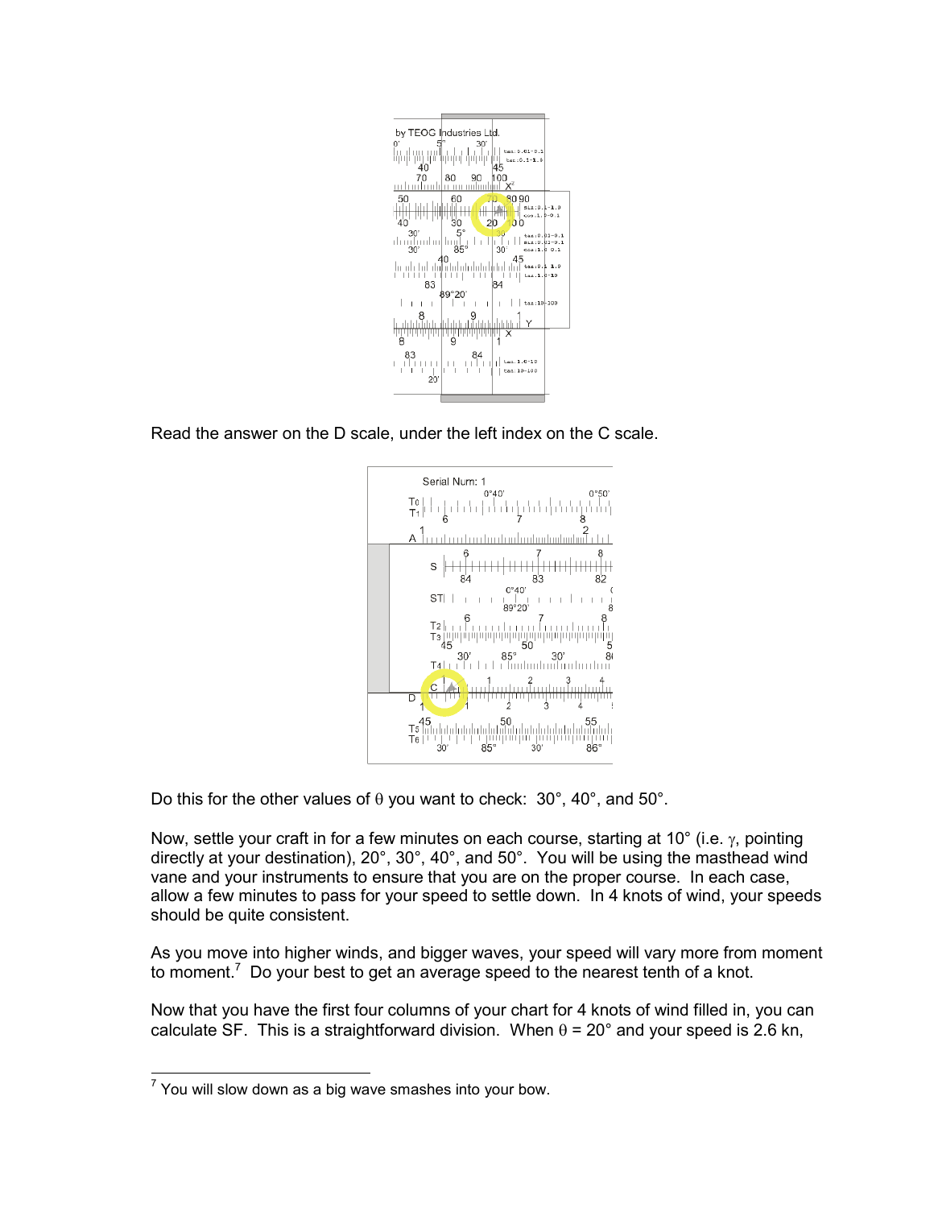Read the answer on the D scale, under the left index on the C scale.

Do this for the other values of θ you want to check: 30°, 40°, and 50°.

Now, settle your craft in for a few minutes on each course, starting at 10° (i.e. γ, pointing directly at your destination), 20°, 30°, 40°, and 50°. You will be using the masthead wind vane and your instruments to ensure that you are on the proper course. In each case, allow a few minutes to pass for your speed to settle down. In 4 knots of wind, your speeds should be quite consistent.

As you move into higher winds, and bigger waves, your speed will vary more from moment to moment.[7] Do your best to get an average speed to the nearest tenth of a knot.

Now that you have the first four columns of your chart for 4 knots of wind filled in, you can calculate SF. This is a straightforward division. When θ = 20° and your speed is 2.6 kn,

[7] You will slow down as a big wave smashes into your bow.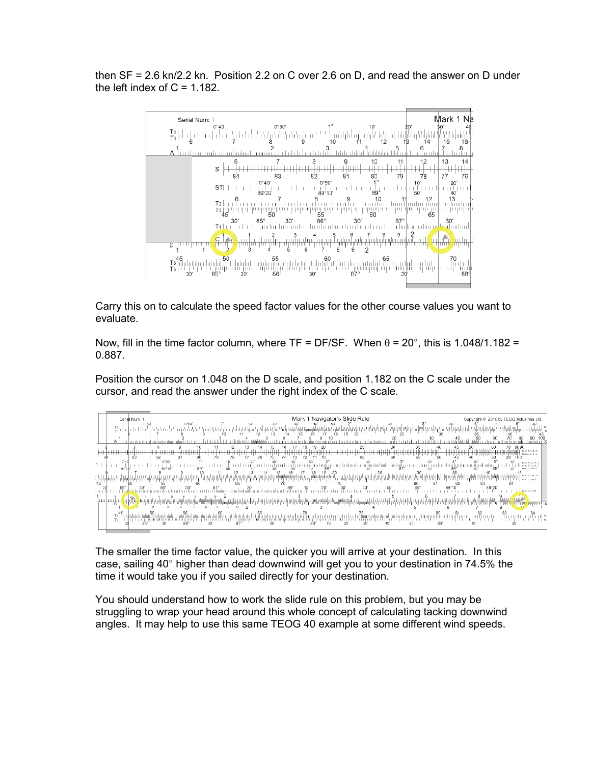then SF = 2.6 kn/2.2 kn. Position 2.2 on C over 2.6 on D, and read the answer on D under the left index of C = 1.182.

Carry this on to calculate the speed factor values for the other course values you want to evaluate.

Now, fill in the time factor column, where TF = DF/SF. When $\theta$ = 20°, this is 1.048/1.182 = 0.887.

Position the cursor on 1.048 on the D scale, and position 1.182 on the C scale under the cursor, and read the answer under the right index of the C scale.

The smaller the time factor value, the quicker you will arrive at your destination. In this case, sailing 40° higher than dead downwind will get you to your destination in 74.5% the time it would take you if you sailed directly for your destination.

You should understand how to work the slide rule on this problem, but you may be struggling to wrap your head around this whole concept of calculating tacking downwind angles. It may help to use this same TEOG 40 example at some different wind speeds.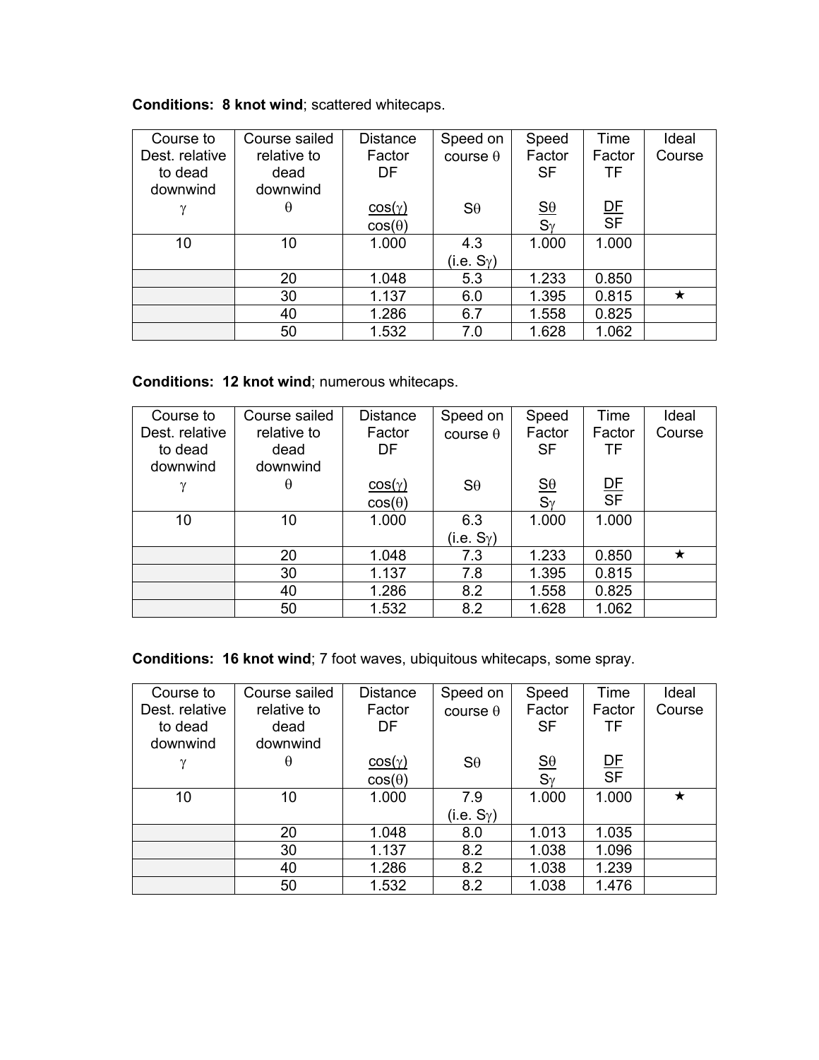**Conditions: 8 knot wind**; scattered whitecaps.

| Course to Dest. relative to dead downwind $\gamma$ | Course sailed relative to dead downwind $\theta$ | Distance Factor DF $\frac{\cos(\gamma)}{\cos(\theta)}$ | Speed on course $\theta$ $S\theta$ | Speed Factor SF $\frac{S\theta}{S\gamma}$ | Time Factor TF $\frac{DF}{SF}$ | Ideal Course |
|---|---|---|---|---|---|---|
| 10 | 10 | 1.000 | 4.3 (i.e. $S\gamma$) | 1.000 | 1.000 | |
| | 20 | 1.048 | 5.3 | 1.233 | 0.850 | |
| | 30 | 1.137 | 6.0 | 1.395 | 0.815 | ★ |
| | 40 | 1.286 | 6.7 | 1.558 | 0.825 | |
| | 50 | 1.532 | 7.0 | 1.628 | 1.062 | |

**Conditions: 12 knot wind**; numerous whitecaps.

| Course to Dest. relative to dead downwind $\gamma$ | Course sailed relative to dead downwind $\theta$ | Distance Factor DF $\frac{\cos(\gamma)}{\cos(\theta)}$ | Speed on course $\theta$ $S\theta$ | Speed Factor SF $\frac{S\theta}{S\gamma}$ | Time Factor TF $\frac{DF}{SF}$ | Ideal Course |
|---|---|---|---|---|---|---|
| 10 | 10 | 1.000 | 6.3 (i.e. $S\gamma$) | 1.000 | 1.000 | |
| | 20 | 1.048 | 7.3 | 1.233 | 0.850 | ★ |
| | 30 | 1.137 | 7.8 | 1.395 | 0.815 | |
| | 40 | 1.286 | 8.2 | 1.558 | 0.825 | |
| | 50 | 1.532 | 8.2 | 1.628 | 1.062 | |

**Conditions: 16 knot wind**; 7 foot waves, ubiquitous whitecaps, some spray.

| Course to Dest. relative to dead downwind $\gamma$ | Course sailed relative to dead downwind $\theta$ | Distance Factor DF $\frac{\cos(\gamma)}{\cos(\theta)}$ | Speed on course $\theta$ $S\theta$ | Speed Factor SF $\frac{S\theta}{S\gamma}$ | Time Factor TF $\frac{DF}{SF}$ | Ideal Course |
|---|---|---|---|---|---|---|
| 10 | 10 | 1.000 | 7.9 (i.e. $S\gamma$) | 1.000 | 1.000 | ★ |
| | 20 | 1.048 | 8.0 | 1.013 | 1.035 | |
| | 30 | 1.137 | 8.2 | 1.038 | 1.096 | |
| | 40 | 1.286 | 8.2 | 1.038 | 1.239 | |
| | 50 | 1.532 | 8.2 | 1.038 | 1.476 | |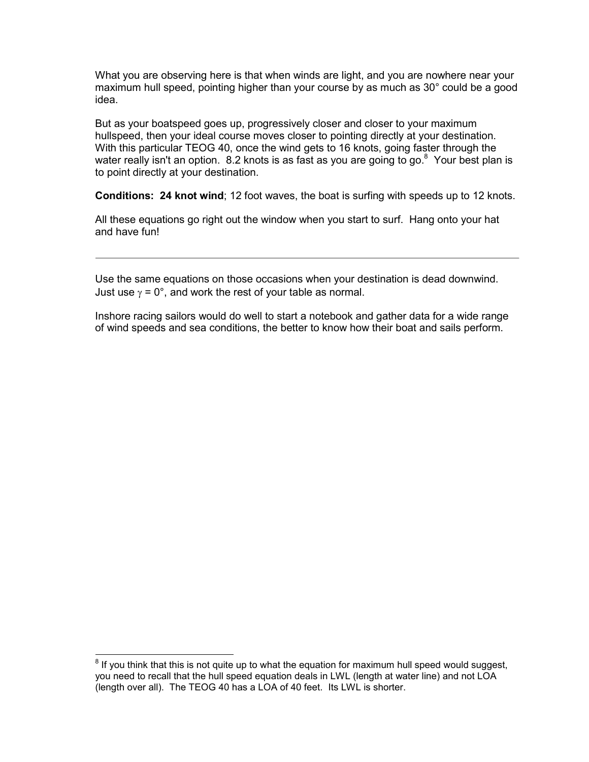What you are observing here is that when winds are light, and you are nowhere near your maximum hull speed, pointing higher than your course by as much as 30° could be a good idea.

But as your boatspeed goes up, progressively closer and closer to your maximum hullspeed, then your ideal course moves closer to pointing directly at your destination. With this particular TEOG 40, once the wind gets to 16 knots, going faster through the water really isn't an option. 8.2 knots is as fast as you are going to go.[8] Your best plan is to point directly at your destination.

**Conditions: 24 knot wind**; 12 foot waves, the boat is surfing with speeds up to 12 knots.

All these equations go right out the window when you start to surf. Hang onto your hat and have fun!

---

Use the same equations on those occasions when your destination is dead downwind. Just use $\gamma = 0°$, and work the rest of your table as normal.

Inshore racing sailors would do well to start a notebook and gather data for a wide range of wind speeds and sea conditions, the better to know how their boat and sails perform.

---

[8] If you think that this is not quite up to what the equation for maximum hull speed would suggest, you need to recall that the hull speed equation deals in LWL (length at water line) and not LOA (length over all). The TEOG 40 has a LOA of 40 feet. Its LWL is shorter.